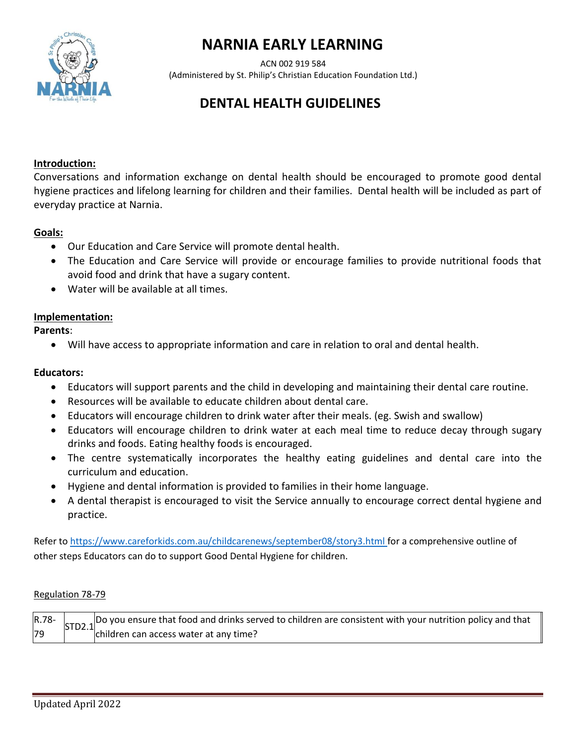# NARNIA EARLY LEARNING

ACN 002 919 584
(Administered by St. Philip's Christian Education Foundation Ltd.)

## DENTAL HEALTH GUIDELINES

**Introduction:**

Conversations and information exchange on dental health should be encouraged to promote good dental hygiene practices and lifelong learning for children and their families. Dental health will be included as part of everyday practice at Narnia.

**Goals:**

- Our Education and Care Service will promote dental health.
- The Education and Care Service will provide or encourage families to provide nutritional foods that avoid food and drink that have a sugary content.
- Water will be available at all times.

**Implementation:**

**Parents**:

- Will have access to appropriate information and care in relation to oral and dental health.

**Educators:**

- Educators will support parents and the child in developing and maintaining their dental care routine.
- Resources will be available to educate children about dental care.
- Educators will encourage children to drink water after their meals. (eg. Swish and swallow)
- Educators will encourage children to drink water at each meal time to reduce decay through sugary drinks and foods. Eating healthy foods is encouraged.
- The centre systematically incorporates the healthy eating guidelines and dental care into the curriculum and education.
- Hygiene and dental information is provided to families in their home language.
- A dental therapist is encouraged to visit the Service annually to encourage correct dental hygiene and practice.

Refer to https://www.careforkids.com.au/childcarenews/september08/story3.html for a comprehensive outline of other steps Educators can do to support Good Dental Hygiene for children.

Regulation 78-79

| | | |
|---|---|---|
| R.78-79 | STD2.1 | Do you ensure that food and drinks served to children are consistent with your nutrition policy and that children can access water at any time? |

Updated April 2022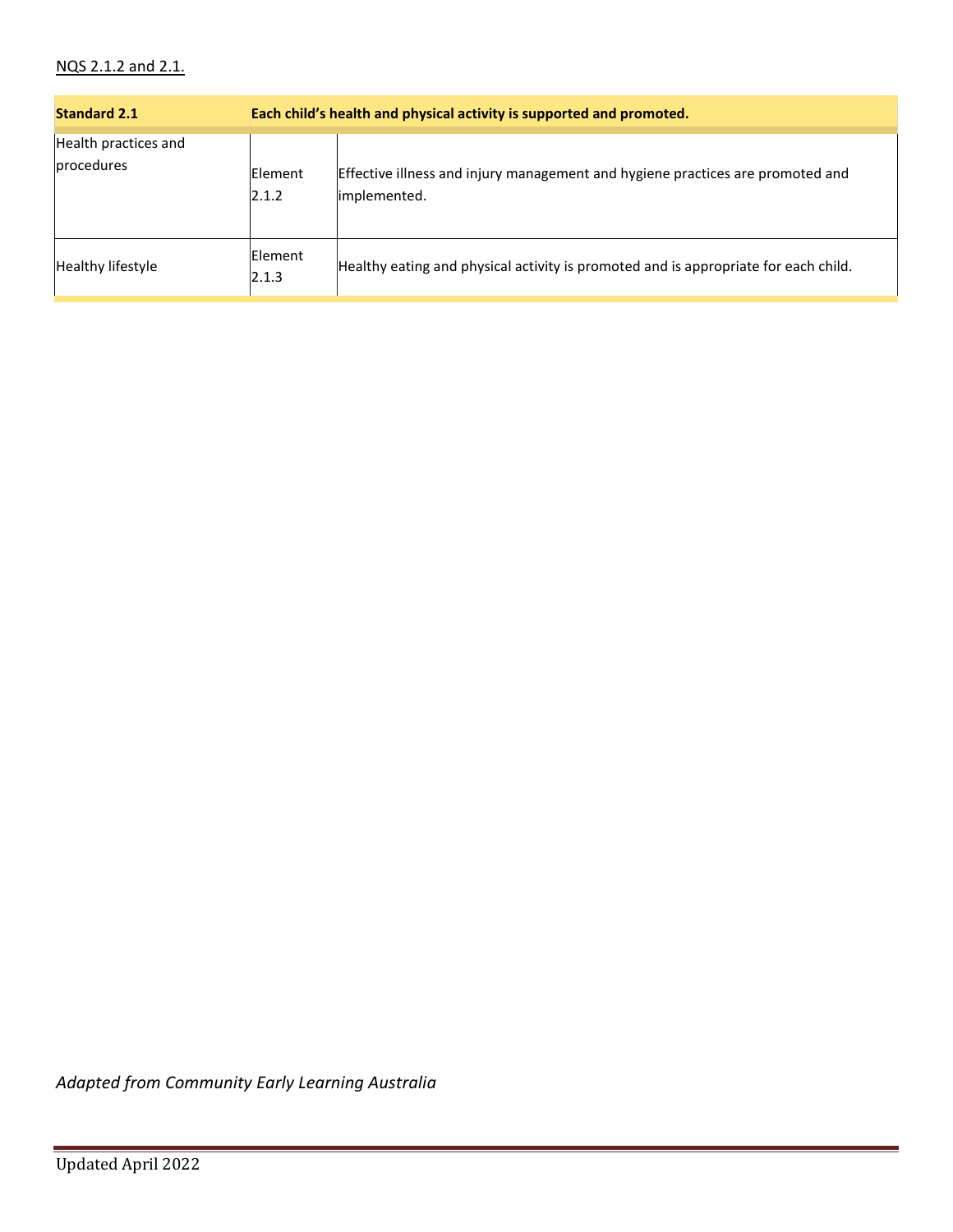NQS 2.1.2 and 2.1.

| Standard 2.1 | Each child's health and physical activity is supported and promoted. | |
|---|---|---|
| Health practices and procedures | Element 2.1.2 | Effective illness and injury management and hygiene practices are promoted and implemented. |
| Healthy lifestyle | Element 2.1.3 | Healthy eating and physical activity is promoted and is appropriate for each child. |

*Adapted from Community Early Learning Australia*

Updated April 2022